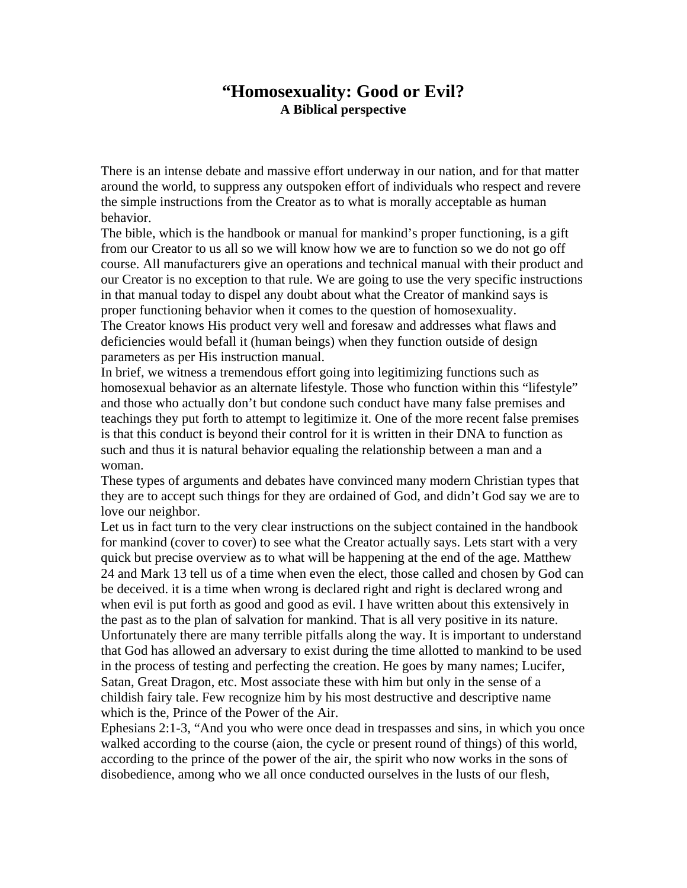# "Homosexuality: Good or Evil?
## A Biblical perspective

There is an intense debate and massive effort underway in our nation, and for that matter around the world, to suppress any outspoken effort of individuals who respect and revere the simple instructions from the Creator as to what is morally acceptable as human behavior.

The bible, which is the handbook or manual for mankind's proper functioning, is a gift from our Creator to us all so we will know how we are to function so we do not go off course. All manufacturers give an operations and technical manual with their product and our Creator is no exception to that rule. We are going to use the very specific instructions in that manual today to dispel any doubt about what the Creator of mankind says is proper functioning behavior when it comes to the question of homosexuality.

The Creator knows His product very well and foresaw and addresses what flaws and deficiencies would befall it (human beings) when they function outside of design parameters as per His instruction manual.

In brief, we witness a tremendous effort going into legitimizing functions such as homosexual behavior as an alternate lifestyle. Those who function within this "lifestyle" and those who actually don't but condone such conduct have many false premises and teachings they put forth to attempt to legitimize it. One of the more recent false premises is that this conduct is beyond their control for it is written in their DNA to function as such and thus it is natural behavior equaling the relationship between a man and a woman.

These types of arguments and debates have convinced many modern Christian types that they are to accept such things for they are ordained of God, and didn't God say we are to love our neighbor.

Let us in fact turn to the very clear instructions on the subject contained in the handbook for mankind (cover to cover) to see what the Creator actually says. Lets start with a very quick but precise overview as to what will be happening at the end of the age. Matthew 24 and Mark 13 tell us of a time when even the elect, those called and chosen by God can be deceived. it is a time when wrong is declared right and right is declared wrong and when evil is put forth as good and good as evil. I have written about this extensively in the past as to the plan of salvation for mankind. That is all very positive in its nature. Unfortunately there are many terrible pitfalls along the way. It is important to understand that God has allowed an adversary to exist during the time allotted to mankind to be used in the process of testing and perfecting the creation. He goes by many names; Lucifer, Satan, Great Dragon, etc. Most associate these with him but only in the sense of a childish fairy tale. Few recognize him by his most destructive and descriptive name which is the, Prince of the Power of the Air.

Ephesians 2:1-3, "And you who were once dead in trespasses and sins, in which you once walked according to the course (aion, the cycle or present round of things) of this world, according to the prince of the power of the air, the spirit who now works in the sons of disobedience, among who we all once conducted ourselves in the lusts of our flesh,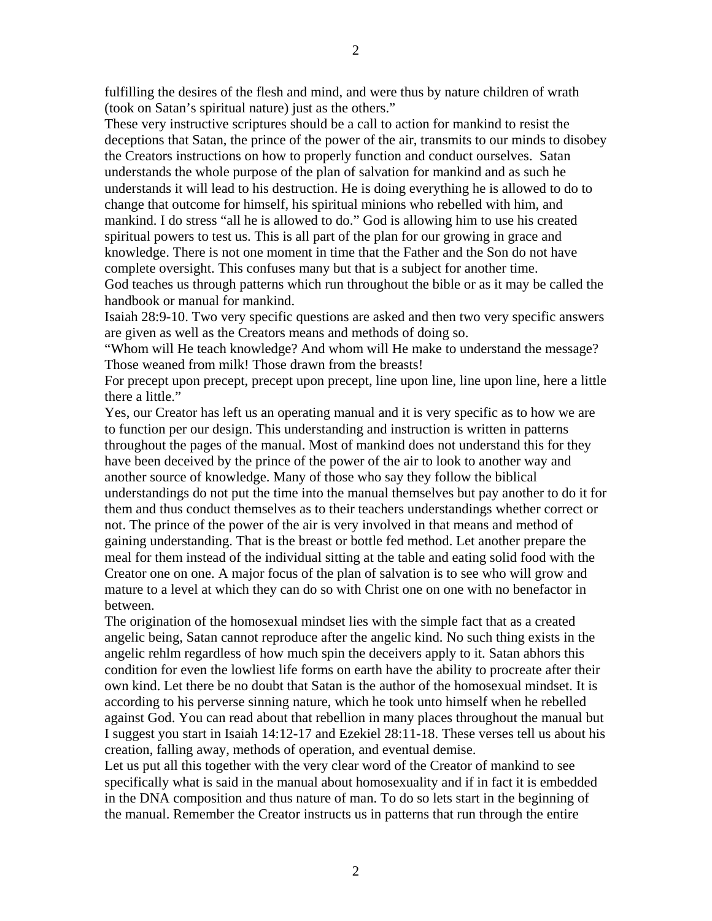fulfilling the desires of the flesh and mind, and were thus by nature children of wrath (took on Satan's spiritual nature) just as the others."

These very instructive scriptures should be a call to action for mankind to resist the deceptions that Satan, the prince of the power of the air, transmits to our minds to disobey the Creators instructions on how to properly function and conduct ourselves. Satan understands the whole purpose of the plan of salvation for mankind and as such he understands it will lead to his destruction. He is doing everything he is allowed to do to change that outcome for himself, his spiritual minions who rebelled with him, and mankind. I do stress "all he is allowed to do." God is allowing him to use his created spiritual powers to test us. This is all part of the plan for our growing in grace and knowledge. There is not one moment in time that the Father and the Son do not have complete oversight. This confuses many but that is a subject for another time.

God teaches us through patterns which run throughout the bible or as it may be called the handbook or manual for mankind.

Isaiah 28:9-10. Two very specific questions are asked and then two very specific answers are given as well as the Creators means and methods of doing so.

"Whom will He teach knowledge? And whom will He make to understand the message? Those weaned from milk! Those drawn from the breasts!

For precept upon precept, precept upon precept, line upon line, line upon line, here a little there a little."

Yes, our Creator has left us an operating manual and it is very specific as to how we are to function per our design. This understanding and instruction is written in patterns throughout the pages of the manual. Most of mankind does not understand this for they have been deceived by the prince of the power of the air to look to another way and another source of knowledge. Many of those who say they follow the biblical understandings do not put the time into the manual themselves but pay another to do it for them and thus conduct themselves as to their teachers understandings whether correct or not. The prince of the power of the air is very involved in that means and method of gaining understanding. That is the breast or bottle fed method. Let another prepare the meal for them instead of the individual sitting at the table and eating solid food with the Creator one on one. A major focus of the plan of salvation is to see who will grow and mature to a level at which they can do so with Christ one on one with no benefactor in between.

The origination of the homosexual mindset lies with the simple fact that as a created angelic being, Satan cannot reproduce after the angelic kind. No such thing exists in the angelic rehlm regardless of how much spin the deceivers apply to it. Satan abhors this condition for even the lowliest life forms on earth have the ability to procreate after their own kind. Let there be no doubt that Satan is the author of the homosexual mindset. It is according to his perverse sinning nature, which he took unto himself when he rebelled against God. You can read about that rebellion in many places throughout the manual but I suggest you start in Isaiah 14:12-17 and Ezekiel 28:11-18. These verses tell us about his creation, falling away, methods of operation, and eventual demise.

Let us put all this together with the very clear word of the Creator of mankind to see specifically what is said in the manual about homosexuality and if in fact it is embedded in the DNA composition and thus nature of man. To do so lets start in the beginning of the manual. Remember the Creator instructs us in patterns that run through the entire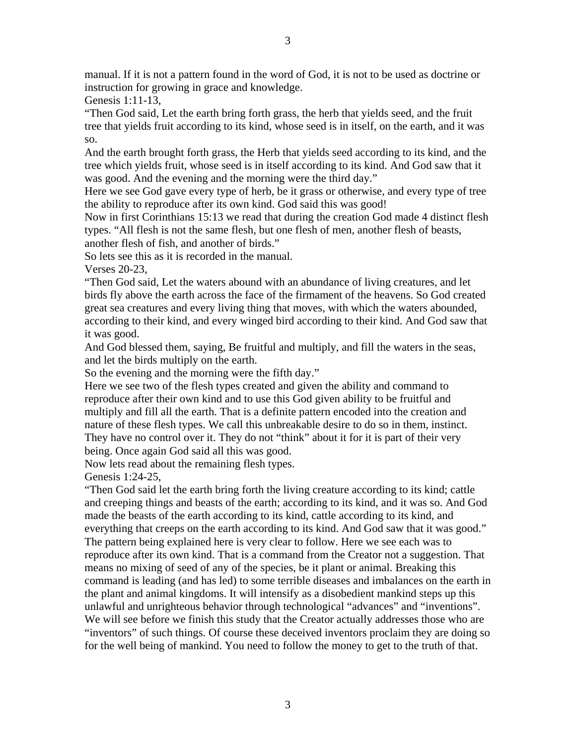manual. If it is not a pattern found in the word of God, it is not to be used as doctrine or instruction for growing in grace and knowledge.

Genesis 1:11-13,

"Then God said, Let the earth bring forth grass, the herb that yields seed, and the fruit tree that yields fruit according to its kind, whose seed is in itself, on the earth, and it was so.

And the earth brought forth grass, the Herb that yields seed according to its kind, and the tree which yields fruit, whose seed is in itself according to its kind. And God saw that it was good. And the evening and the morning were the third day."

Here we see God gave every type of herb, be it grass or otherwise, and every type of tree the ability to reproduce after its own kind. God said this was good!

Now in first Corinthians 15:13 we read that during the creation God made 4 distinct flesh types. "All flesh is not the same flesh, but one flesh of men, another flesh of beasts, another flesh of fish, and another of birds."

So lets see this as it is recorded in the manual.

Verses 20-23,

"Then God said, Let the waters abound with an abundance of living creatures, and let birds fly above the earth across the face of the firmament of the heavens. So God created great sea creatures and every living thing that moves, with which the waters abounded, according to their kind, and every winged bird according to their kind. And God saw that it was good.

And God blessed them, saying, Be fruitful and multiply, and fill the waters in the seas, and let the birds multiply on the earth.

So the evening and the morning were the fifth day."

Here we see two of the flesh types created and given the ability and command to reproduce after their own kind and to use this God given ability to be fruitful and multiply and fill all the earth. That is a definite pattern encoded into the creation and nature of these flesh types. We call this unbreakable desire to do so in them, instinct. They have no control over it. They do not "think" about it for it is part of their very being. Once again God said all this was good.

Now lets read about the remaining flesh types.

Genesis 1:24-25,

"Then God said let the earth bring forth the living creature according to its kind; cattle and creeping things and beasts of the earth; according to its kind, and it was so. And God made the beasts of the earth according to its kind, cattle according to its kind, and everything that creeps on the earth according to its kind. And God saw that it was good."

The pattern being explained here is very clear to follow. Here we see each was to reproduce after its own kind. That is a command from the Creator not a suggestion. That means no mixing of seed of any of the species, be it plant or animal. Breaking this command is leading (and has led) to some terrible diseases and imbalances on the earth in the plant and animal kingdoms. It will intensify as a disobedient mankind steps up this unlawful and unrighteous behavior through technological "advances" and "inventions". We will see before we finish this study that the Creator actually addresses those who are "inventors" of such things. Of course these deceived inventors proclaim they are doing so for the well being of mankind. You need to follow the money to get to the truth of that.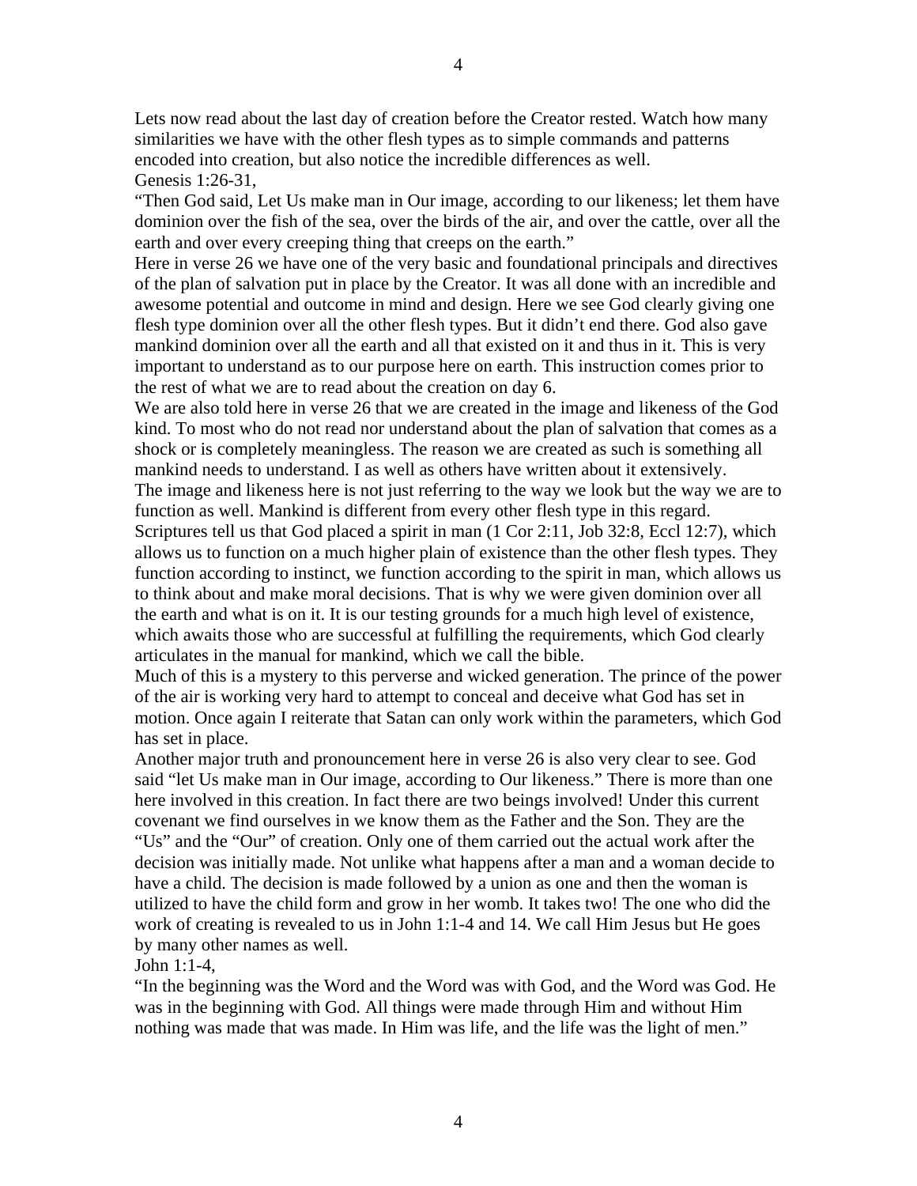Lets now read about the last day of creation before the Creator rested. Watch how many similarities we have with the other flesh types as to simple commands and patterns encoded into creation, but also notice the incredible differences as well.

Genesis 1:26-31,

"Then God said, Let Us make man in Our image, according to our likeness; let them have dominion over the fish of the sea, over the birds of the air, and over the cattle, over all the earth and over every creeping thing that creeps on the earth."

Here in verse 26 we have one of the very basic and foundational principals and directives of the plan of salvation put in place by the Creator. It was all done with an incredible and awesome potential and outcome in mind and design. Here we see God clearly giving one flesh type dominion over all the other flesh types. But it didn't end there. God also gave mankind dominion over all the earth and all that existed on it and thus in it. This is very important to understand as to our purpose here on earth. This instruction comes prior to the rest of what we are to read about the creation on day 6.

We are also told here in verse 26 that we are created in the image and likeness of the God kind. To most who do not read nor understand about the plan of salvation that comes as a shock or is completely meaningless. The reason we are created as such is something all mankind needs to understand. I as well as others have written about it extensively.

The image and likeness here is not just referring to the way we look but the way we are to function as well. Mankind is different from every other flesh type in this regard. Scriptures tell us that God placed a spirit in man (1 Cor 2:11, Job 32:8, Eccl 12:7), which allows us to function on a much higher plain of existence than the other flesh types. They function according to instinct, we function according to the spirit in man, which allows us to think about and make moral decisions. That is why we were given dominion over all the earth and what is on it. It is our testing grounds for a much high level of existence, which awaits those who are successful at fulfilling the requirements, which God clearly articulates in the manual for mankind, which we call the bible.

Much of this is a mystery to this perverse and wicked generation. The prince of the power of the air is working very hard to attempt to conceal and deceive what God has set in motion. Once again I reiterate that Satan can only work within the parameters, which God has set in place.

Another major truth and pronouncement here in verse 26 is also very clear to see. God said "let Us make man in Our image, according to Our likeness." There is more than one here involved in this creation. In fact there are two beings involved! Under this current covenant we find ourselves in we know them as the Father and the Son. They are the "Us" and the "Our" of creation. Only one of them carried out the actual work after the decision was initially made. Not unlike what happens after a man and a woman decide to have a child. The decision is made followed by a union as one and then the woman is utilized to have the child form and grow in her womb. It takes two! The one who did the work of creating is revealed to us in John 1:1-4 and 14. We call Him Jesus but He goes by many other names as well.

John 1:1-4,

"In the beginning was the Word and the Word was with God, and the Word was God. He was in the beginning with God. All things were made through Him and without Him nothing was made that was made. In Him was life, and the life was the light of men."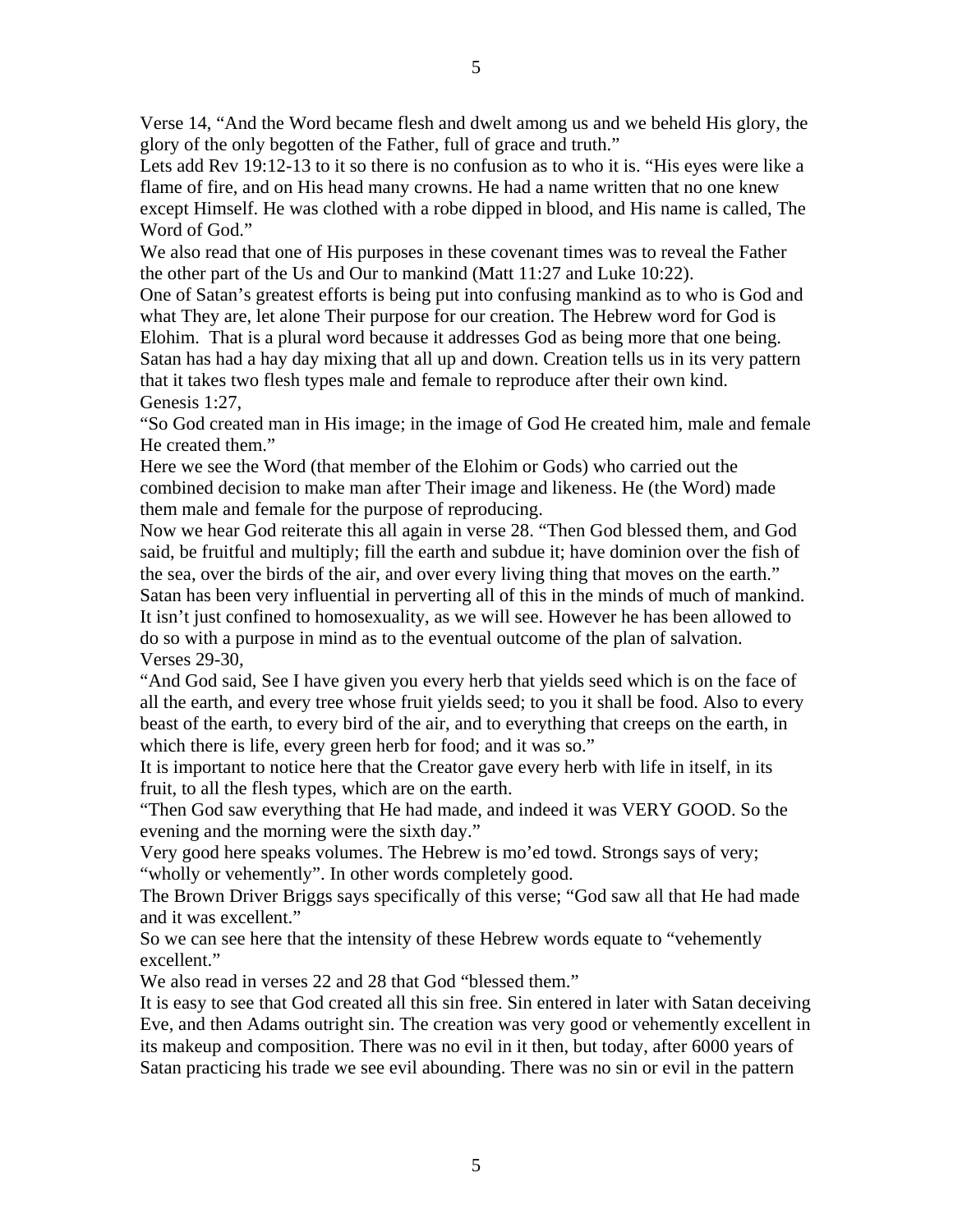Verse 14, "And the Word became flesh and dwelt among us and we beheld His glory, the glory of the only begotten of the Father, full of grace and truth."

Lets add Rev 19:12-13 to it so there is no confusion as to who it is. "His eyes were like a flame of fire, and on His head many crowns. He had a name written that no one knew except Himself. He was clothed with a robe dipped in blood, and His name is called, The Word of God."

We also read that one of His purposes in these covenant times was to reveal the Father the other part of the Us and Our to mankind (Matt 11:27 and Luke 10:22).

One of Satan's greatest efforts is being put into confusing mankind as to who is God and what They are, let alone Their purpose for our creation. The Hebrew word for God is Elohim. That is a plural word because it addresses God as being more that one being. Satan has had a hay day mixing that all up and down. Creation tells us in its very pattern that it takes two flesh types male and female to reproduce after their own kind.

Genesis 1:27,

"So God created man in His image; in the image of God He created him, male and female He created them."

Here we see the Word (that member of the Elohim or Gods) who carried out the combined decision to make man after Their image and likeness. He (the Word) made them male and female for the purpose of reproducing.

Now we hear God reiterate this all again in verse 28. "Then God blessed them, and God said, be fruitful and multiply; fill the earth and subdue it; have dominion over the fish of the sea, over the birds of the air, and over every living thing that moves on the earth."

Satan has been very influential in perverting all of this in the minds of much of mankind. It isn't just confined to homosexuality, as we will see. However he has been allowed to do so with a purpose in mind as to the eventual outcome of the plan of salvation.

Verses 29-30,

"And God said, See I have given you every herb that yields seed which is on the face of all the earth, and every tree whose fruit yields seed; to you it shall be food. Also to every beast of the earth, to every bird of the air, and to everything that creeps on the earth, in which there is life, every green herb for food; and it was so."

It is important to notice here that the Creator gave every herb with life in itself, in its fruit, to all the flesh types, which are on the earth.

"Then God saw everything that He had made, and indeed it was VERY GOOD. So the evening and the morning were the sixth day."

Very good here speaks volumes. The Hebrew is mo'ed towd. Strongs says of very; "wholly or vehemently". In other words completely good.

The Brown Driver Briggs says specifically of this verse; "God saw all that He had made and it was excellent."

So we can see here that the intensity of these Hebrew words equate to "vehemently excellent."

We also read in verses 22 and 28 that God "blessed them."

It is easy to see that God created all this sin free. Sin entered in later with Satan deceiving Eve, and then Adams outright sin. The creation was very good or vehemently excellent in its makeup and composition. There was no evil in it then, but today, after 6000 years of Satan practicing his trade we see evil abounding. There was no sin or evil in the pattern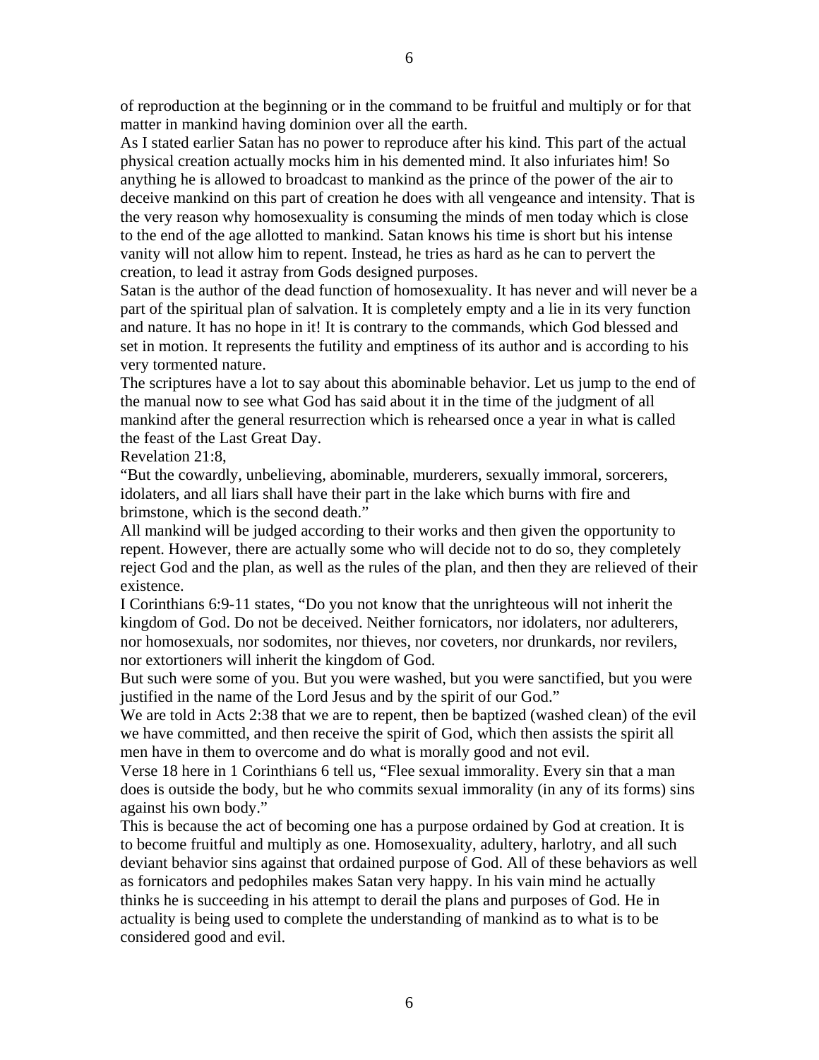of reproduction at the beginning or in the command to be fruitful and multiply or for that matter in mankind having dominion over all the earth.

As I stated earlier Satan has no power to reproduce after his kind. This part of the actual physical creation actually mocks him in his demented mind. It also infuriates him! So anything he is allowed to broadcast to mankind as the prince of the power of the air to deceive mankind on this part of creation he does with all vengeance and intensity. That is the very reason why homosexuality is consuming the minds of men today which is close to the end of the age allotted to mankind. Satan knows his time is short but his intense vanity will not allow him to repent. Instead, he tries as hard as he can to pervert the creation, to lead it astray from Gods designed purposes.

Satan is the author of the dead function of homosexuality. It has never and will never be a part of the spiritual plan of salvation. It is completely empty and a lie in its very function and nature. It has no hope in it! It is contrary to the commands, which God blessed and set in motion. It represents the futility and emptiness of its author and is according to his very tormented nature.

The scriptures have a lot to say about this abominable behavior. Let us jump to the end of the manual now to see what God has said about it in the time of the judgment of all mankind after the general resurrection which is rehearsed once a year in what is called the feast of the Last Great Day.

Revelation 21:8,

"But the cowardly, unbelieving, abominable, murderers, sexually immoral, sorcerers, idolaters, and all liars shall have their part in the lake which burns with fire and brimstone, which is the second death."

All mankind will be judged according to their works and then given the opportunity to repent. However, there are actually some who will decide not to do so, they completely reject God and the plan, as well as the rules of the plan, and then they are relieved of their existence.

I Corinthians 6:9-11 states, "Do you not know that the unrighteous will not inherit the kingdom of God. Do not be deceived. Neither fornicators, nor idolaters, nor adulterers, nor homosexuals, nor sodomites, nor thieves, nor coveters, nor drunkards, nor revilers, nor extortioners will inherit the kingdom of God.

But such were some of you. But you were washed, but you were sanctified, but you were justified in the name of the Lord Jesus and by the spirit of our God."

We are told in Acts 2:38 that we are to repent, then be baptized (washed clean) of the evil we have committed, and then receive the spirit of God, which then assists the spirit all men have in them to overcome and do what is morally good and not evil.

Verse 18 here in 1 Corinthians 6 tell us, "Flee sexual immorality. Every sin that a man does is outside the body, but he who commits sexual immorality (in any of its forms) sins against his own body."

This is because the act of becoming one has a purpose ordained by God at creation. It is to become fruitful and multiply as one. Homosexuality, adultery, harlotry, and all such deviant behavior sins against that ordained purpose of God. All of these behaviors as well as fornicators and pedophiles makes Satan very happy. In his vain mind he actually thinks he is succeeding in his attempt to derail the plans and purposes of God. He in actuality is being used to complete the understanding of mankind as to what is to be considered good and evil.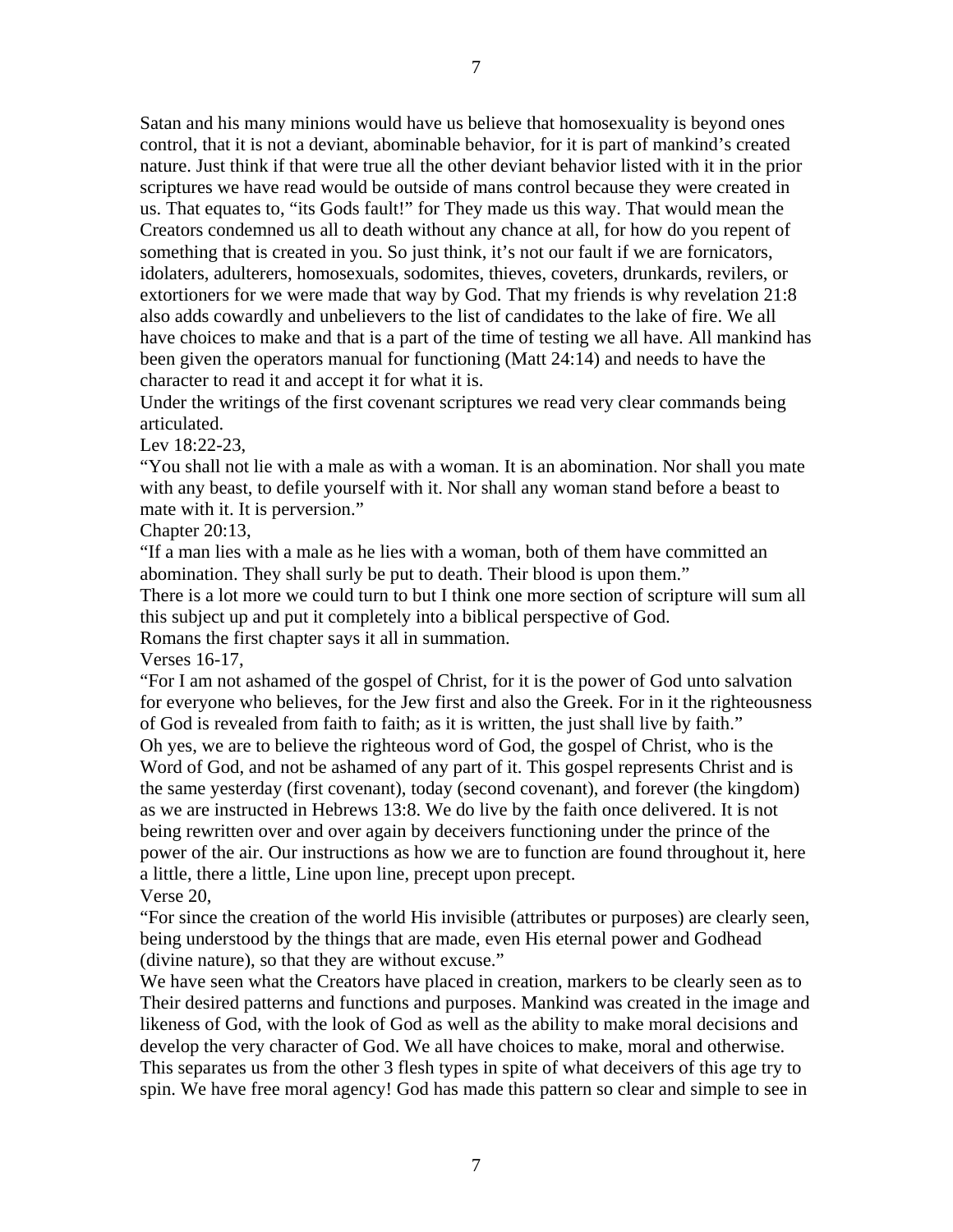Satan and his many minions would have us believe that homosexuality is beyond ones control, that it is not a deviant, abominable behavior, for it is part of mankind's created nature. Just think if that were true all the other deviant behavior listed with it in the prior scriptures we have read would be outside of mans control because they were created in us. That equates to, "its Gods fault!" for They made us this way. That would mean the Creators condemned us all to death without any chance at all, for how do you repent of something that is created in you. So just think, it's not our fault if we are fornicators, idolaters, adulterers, homosexuals, sodomites, thieves, coveters, drunkards, revilers, or extortioners for we were made that way by God. That my friends is why revelation 21:8 also adds cowardly and unbelievers to the list of candidates to the lake of fire. We all have choices to make and that is a part of the time of testing we all have. All mankind has been given the operators manual for functioning (Matt 24:14) and needs to have the character to read it and accept it for what it is.

Under the writings of the first covenant scriptures we read very clear commands being articulated.

Lev 18:22-23,

"You shall not lie with a male as with a woman. It is an abomination. Nor shall you mate with any beast, to defile yourself with it. Nor shall any woman stand before a beast to mate with it. It is perversion."

Chapter 20:13,

"If a man lies with a male as he lies with a woman, both of them have committed an abomination. They shall surly be put to death. Their blood is upon them."

There is a lot more we could turn to but I think one more section of scripture will sum all this subject up and put it completely into a biblical perspective of God.

Romans the first chapter says it all in summation.

Verses 16-17,

"For I am not ashamed of the gospel of Christ, for it is the power of God unto salvation for everyone who believes, for the Jew first and also the Greek. For in it the righteousness of God is revealed from faith to faith; as it is written, the just shall live by faith."

Oh yes, we are to believe the righteous word of God, the gospel of Christ, who is the Word of God, and not be ashamed of any part of it. This gospel represents Christ and is the same yesterday (first covenant), today (second covenant), and forever (the kingdom) as we are instructed in Hebrews 13:8. We do live by the faith once delivered. It is not being rewritten over and over again by deceivers functioning under the prince of the power of the air. Our instructions as how we are to function are found throughout it, here a little, there a little, Line upon line, precept upon precept.

Verse 20,

"For since the creation of the world His invisible (attributes or purposes) are clearly seen, being understood by the things that are made, even His eternal power and Godhead (divine nature), so that they are without excuse."

We have seen what the Creators have placed in creation, markers to be clearly seen as to Their desired patterns and functions and purposes. Mankind was created in the image and likeness of God, with the look of God as well as the ability to make moral decisions and develop the very character of God. We all have choices to make, moral and otherwise. This separates us from the other 3 flesh types in spite of what deceivers of this age try to spin. We have free moral agency! God has made this pattern so clear and simple to see in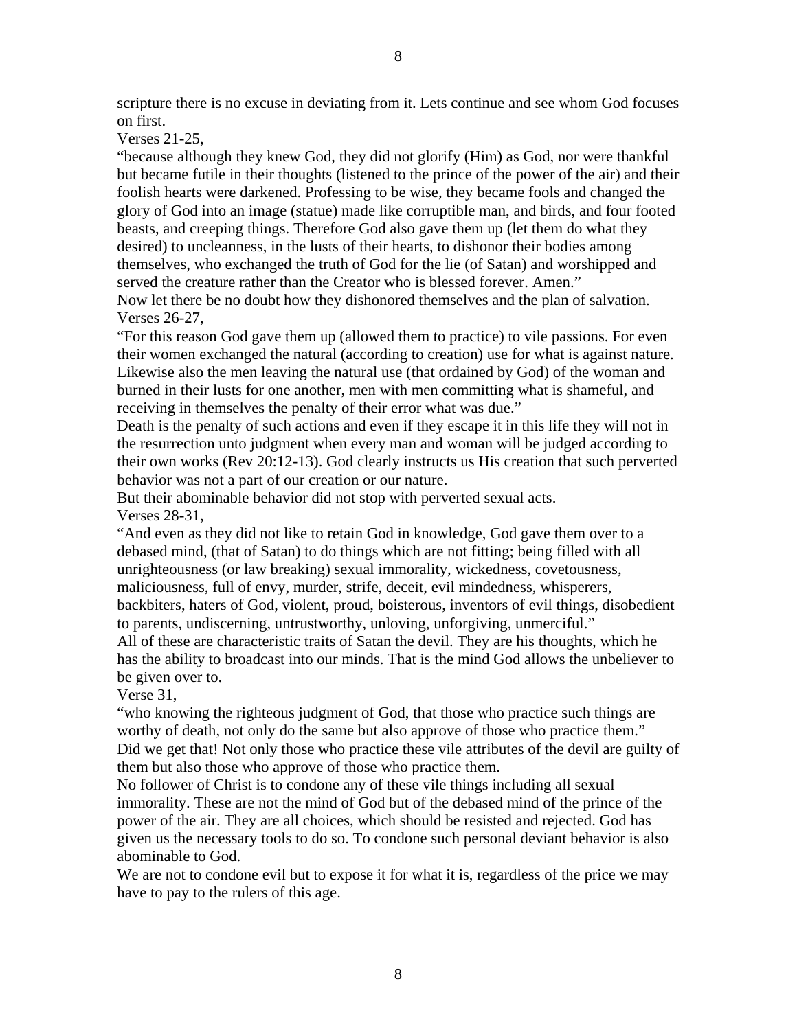scripture there is no excuse in deviating from it. Lets continue and see whom God focuses on first.

Verses 21-25,

"because although they knew God, they did not glorify (Him) as God, nor were thankful but became futile in their thoughts (listened to the prince of the power of the air) and their foolish hearts were darkened. Professing to be wise, they became fools and changed the glory of God into an image (statue) made like corruptible man, and birds, and four footed beasts, and creeping things. Therefore God also gave them up (let them do what they desired) to uncleanness, in the lusts of their hearts, to dishonor their bodies among themselves, who exchanged the truth of God for the lie (of Satan) and worshipped and served the creature rather than the Creator who is blessed forever. Amen."

Now let there be no doubt how they dishonored themselves and the plan of salvation.

Verses 26-27,

"For this reason God gave them up (allowed them to practice) to vile passions. For even their women exchanged the natural (according to creation) use for what is against nature. Likewise also the men leaving the natural use (that ordained by God) of the woman and burned in their lusts for one another, men with men committing what is shameful, and receiving in themselves the penalty of their error what was due."

Death is the penalty of such actions and even if they escape it in this life they will not in the resurrection unto judgment when every man and woman will be judged according to their own works (Rev 20:12-13). God clearly instructs us His creation that such perverted behavior was not a part of our creation or our nature.

But their abominable behavior did not stop with perverted sexual acts.

Verses 28-31,

"And even as they did not like to retain God in knowledge, God gave them over to a debased mind, (that of Satan) to do things which are not fitting; being filled with all unrighteousness (or law breaking) sexual immorality, wickedness, covetousness, maliciousness, full of envy, murder, strife, deceit, evil mindedness, whisperers, backbiters, haters of God, violent, proud, boisterous, inventors of evil things, disobedient to parents, undiscerning, untrustworthy, unloving, unforgiving, unmerciful."

All of these are characteristic traits of Satan the devil. They are his thoughts, which he has the ability to broadcast into our minds. That is the mind God allows the unbeliever to be given over to.

Verse 31,

"who knowing the righteous judgment of God, that those who practice such things are worthy of death, not only do the same but also approve of those who practice them."

Did we get that! Not only those who practice these vile attributes of the devil are guilty of them but also those who approve of those who practice them.

No follower of Christ is to condone any of these vile things including all sexual immorality. These are not the mind of God but of the debased mind of the prince of the power of the air. They are all choices, which should be resisted and rejected. God has given us the necessary tools to do so. To condone such personal deviant behavior is also abominable to God.

We are not to condone evil but to expose it for what it is, regardless of the price we may have to pay to the rulers of this age.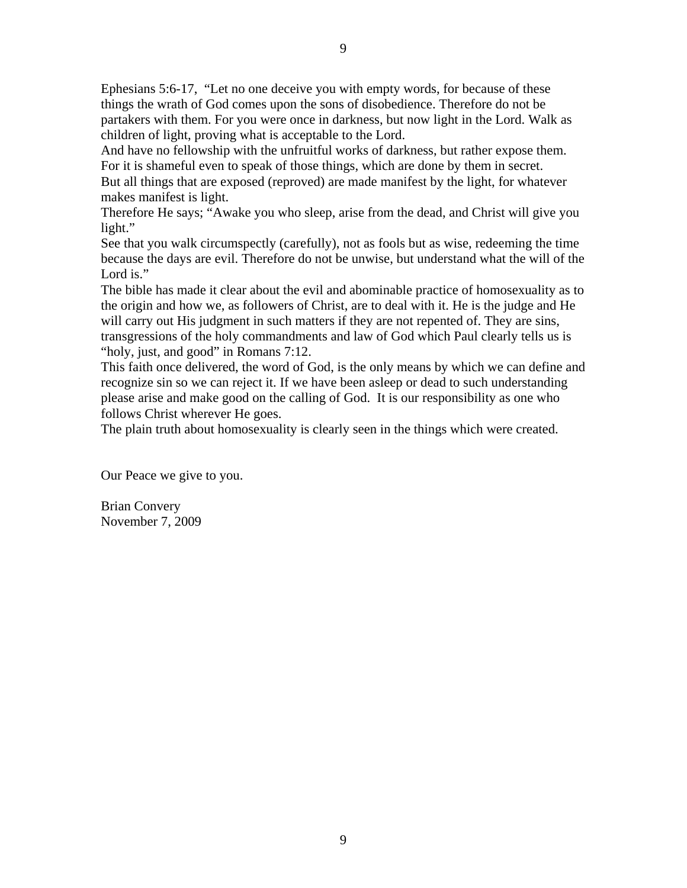Ephesians 5:6-17, "Let no one deceive you with empty words, for because of these things the wrath of God comes upon the sons of disobedience. Therefore do not be partakers with them. For you were once in darkness, but now light in the Lord. Walk as children of light, proving what is acceptable to the Lord.

And have no fellowship with the unfruitful works of darkness, but rather expose them. For it is shameful even to speak of those things, which are done by them in secret.

But all things that are exposed (reproved) are made manifest by the light, for whatever makes manifest is light.

Therefore He says; "Awake you who sleep, arise from the dead, and Christ will give you light."

See that you walk circumspectly (carefully), not as fools but as wise, redeeming the time because the days are evil. Therefore do not be unwise, but understand what the will of the Lord is."

The bible has made it clear about the evil and abominable practice of homosexuality as to the origin and how we, as followers of Christ, are to deal with it. He is the judge and He will carry out His judgment in such matters if they are not repented of. They are sins, transgressions of the holy commandments and law of God which Paul clearly tells us is "holy, just, and good" in Romans 7:12.

This faith once delivered, the word of God, is the only means by which we can define and recognize sin so we can reject it. If we have been asleep or dead to such understanding please arise and make good on the calling of God. It is our responsibility as one who follows Christ wherever He goes.

The plain truth about homosexuality is clearly seen in the things which were created.

Our Peace we give to you.

Brian Convery
November 7, 2009